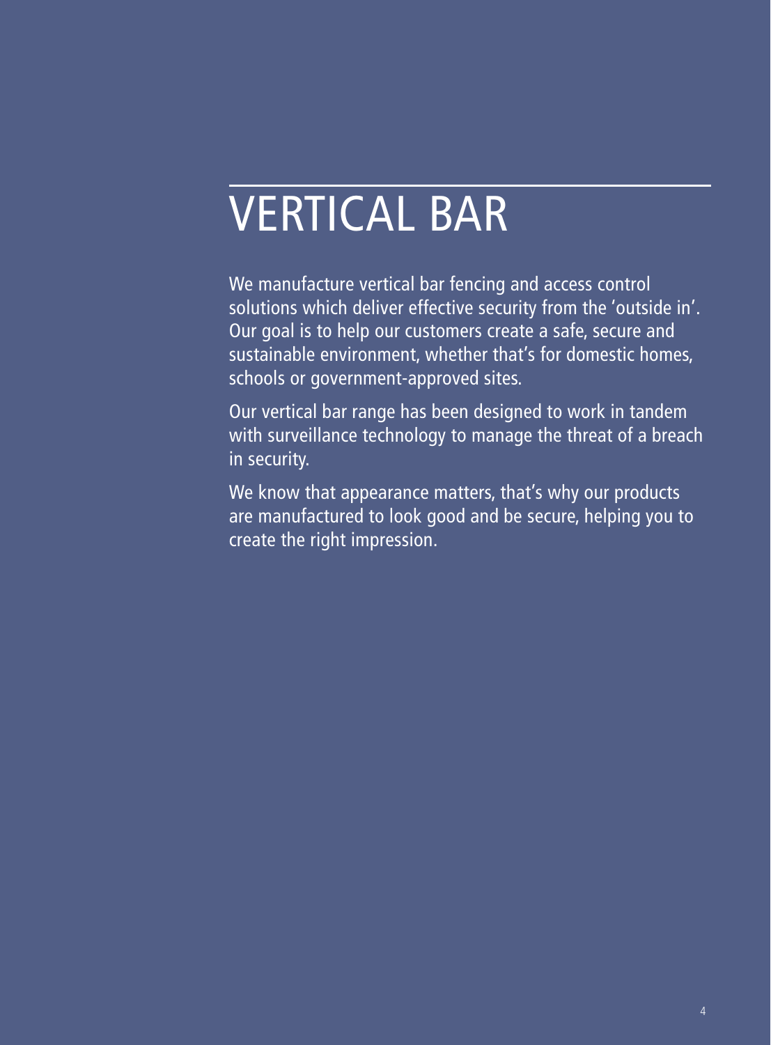# VERTICAL BAR

We manufacture vertical bar fencing and access control solutions which deliver effective security from the 'outside in'. Our goal is to help our customers create a safe, secure and sustainable environment, whether that's for domestic homes, schools or government-approved sites.

Our vertical bar range has been designed to work in tandem with surveillance technology to manage the threat of a breach in security.

We know that appearance matters, that's why our products are manufactured to look good and be secure, helping you to create the right impression.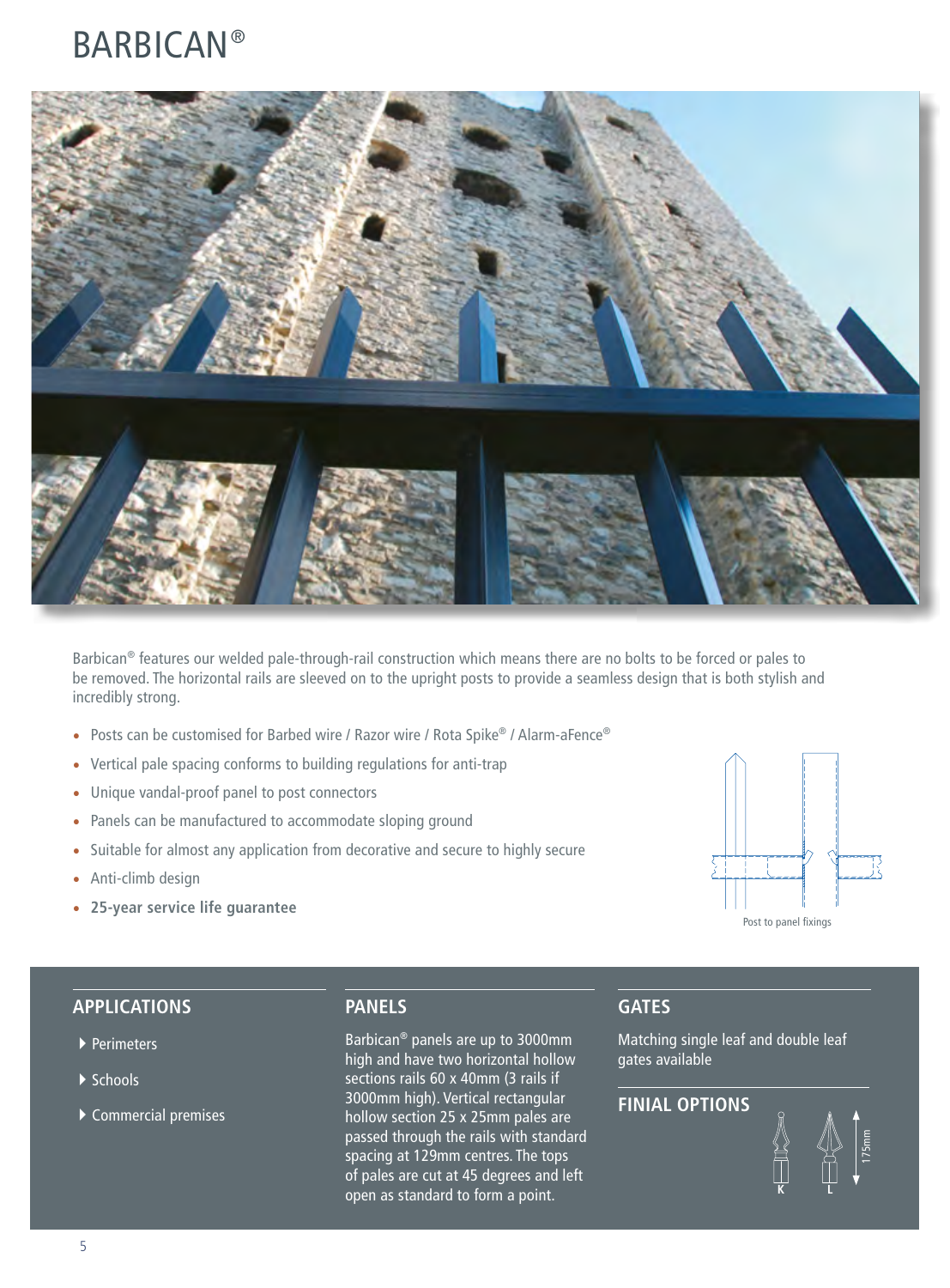# BARBICAN®

Barbican® features our welded pale-through-rail construction which means there are no bolts to be forced or pales to be removed. The horizontal rails are sleeved on to the upright posts to provide a seamless design that is both stylish and incredibly strong.

- Posts can be customised for Barbed wire / Razor wire / Rota Spike® / Alarm-aFence®
- Vertical pale spacing conforms to building regulations for anti-trap
- Unique vandal-proof panel to post connectors
- Panels can be manufactured to accommodate sloping ground
- Suitable for almost any application from decorative and secure to highly secure
- Anti-climb design
- **25-year service life guarantee**

Post to panel fixings

## APPLICATIONS

- Perimeters
- Schools
- Commercial premises

## PANELS

Barbican® panels are up to 3000mm high and have two horizontal hollow sections rails 60 x 40mm (3 rails if 3000mm high). Vertical rectangular hollow section 25 x 25mm pales are passed through the rails with standard spacing at 129mm centres. The tops of pales are cut at 45 degrees and left open as standard to form a point.

## GATES

Matching single leaf and double leaf gates available

## FINIAL OPTIONS

K L 175mm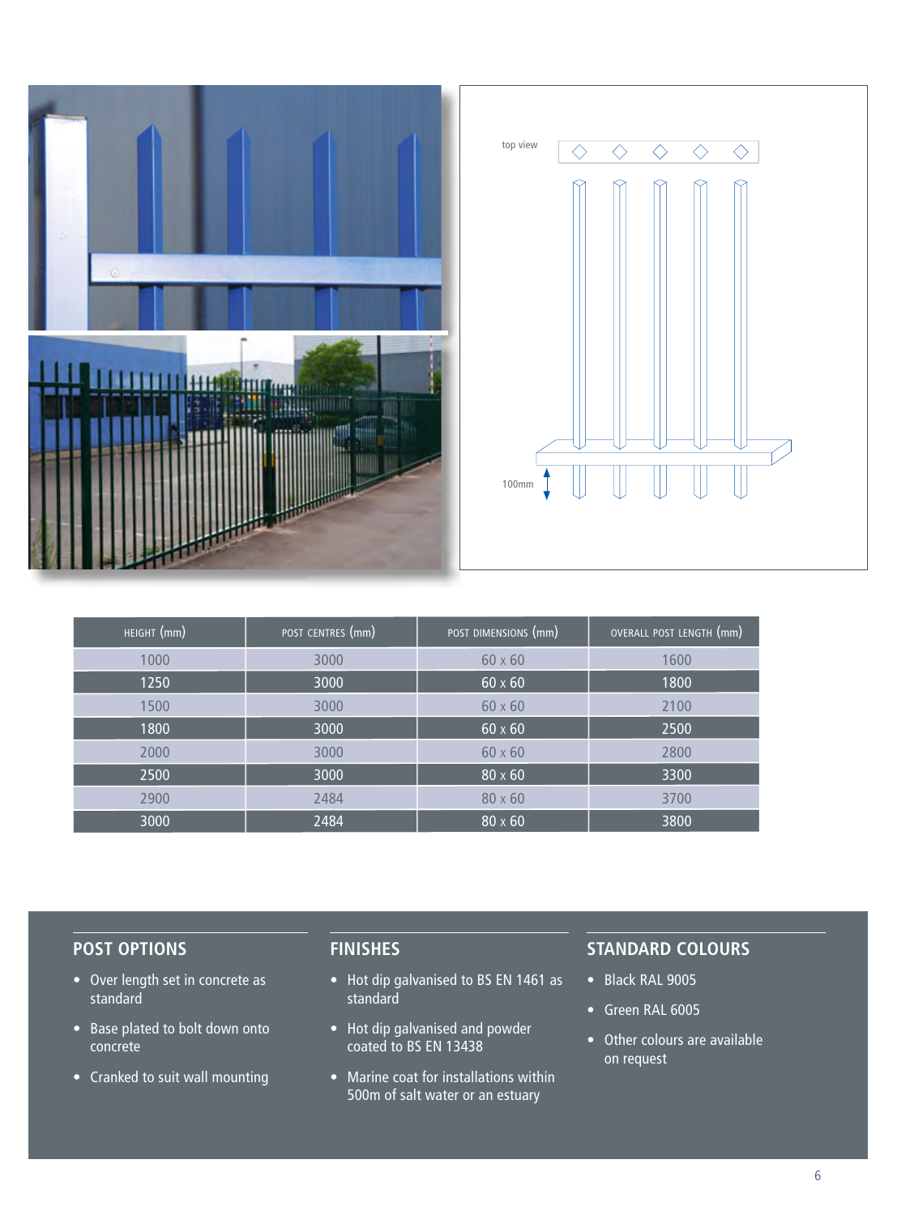| HEIGHT (mm) | POST CENTRES (mm) | POST DIMENSIONS (mm) | OVERALL POST LENGTH (mm) |
|---|---|---|---|
| 1000 | 3000 | 60 x 60 | 1600 |
| 1250 | 3000 | 60 x 60 | 1800 |
| 1500 | 3000 | 60 x 60 | 2100 |
| 1800 | 3000 | 60 x 60 | 2500 |
| 2000 | 3000 | 60 x 60 | 2800 |
| 2500 | 3000 | 80 x 60 | 3300 |
| 2900 | 2484 | 80 x 60 | 3700 |
| 3000 | 2484 | 80 x 60 | 3800 |

## POST OPTIONS

- Over length set in concrete as standard
- Base plated to bolt down onto concrete
- Cranked to suit wall mounting

## FINISHES

- Hot dip galvanised to BS EN 1461 as standard
- Hot dip galvanised and powder coated to BS EN 13438
- Marine coat for installations within 500m of salt water or an estuary

## STANDARD COLOURS

- Black RAL 9005
- Green RAL 6005
- Other colours are available on request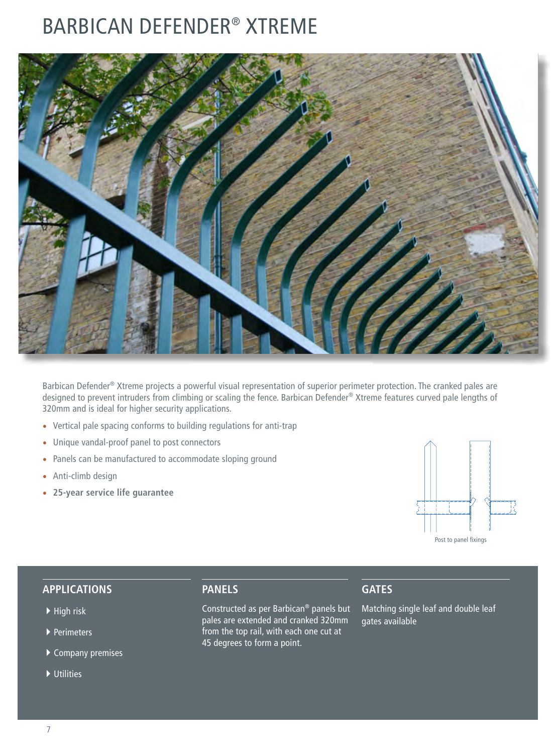# BARBICAN DEFENDER® XTREME

Barbican Defender® Xtreme projects a powerful visual representation of superior perimeter protection. The cranked pales are designed to prevent intruders from climbing or scaling the fence. Barbican Defender® Xtreme features curved pale lengths of 320mm and is ideal for higher security applications.

- Vertical pale spacing conforms to building regulations for anti-trap
- Unique vandal-proof panel to post connectors
- Panels can be manufactured to accommodate sloping ground
- Anti-climb design
- **25-year service life guarantee**

Post to panel fixings

## APPLICATIONS

- High risk
- Perimeters
- Company premises
- Utilities

## PANELS

Constructed as per Barbican® panels but pales are extended and cranked 320mm from the top rail, with each one cut at 45 degrees to form a point.

## GATES

Matching single leaf and double leaf gates available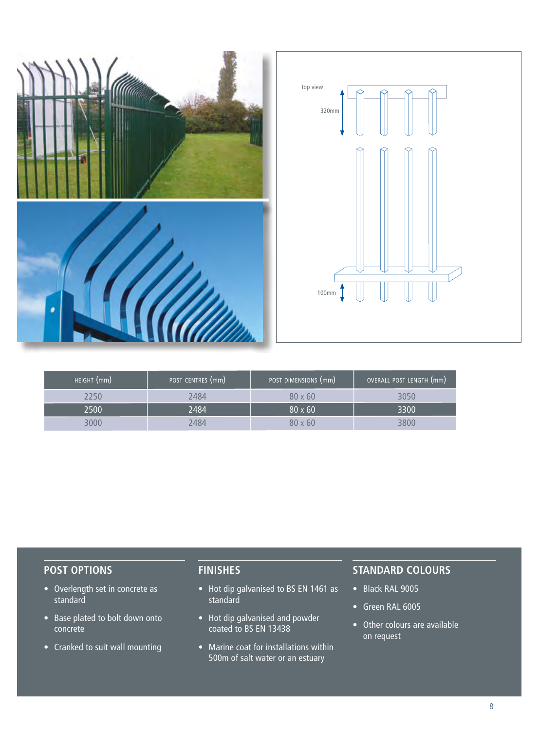| HEIGHT (mm) | POST CENTRES (mm) | POST DIMENSIONS (mm) | OVERALL POST LENGTH (mm) |
|---|---|---|---|
| 2250 | 2484 | 80 x 60 | 3050 |
| 2500 | 2484 | 80 x 60 | 3300 |
| 3000 | 2484 | 80 x 60 | 3800 |

## POST OPTIONS

- Overlength set in concrete as standard
- Base plated to bolt down onto concrete
- Cranked to suit wall mounting

## FINISHES

- Hot dip galvanised to BS EN 1461 as standard
- Hot dip galvanised and powder coated to BS EN 13438
- Marine coat for installations within 500m of salt water or an estuary

## STANDARD COLOURS

- Black RAL 9005
- Green RAL 6005
- Other colours are available on request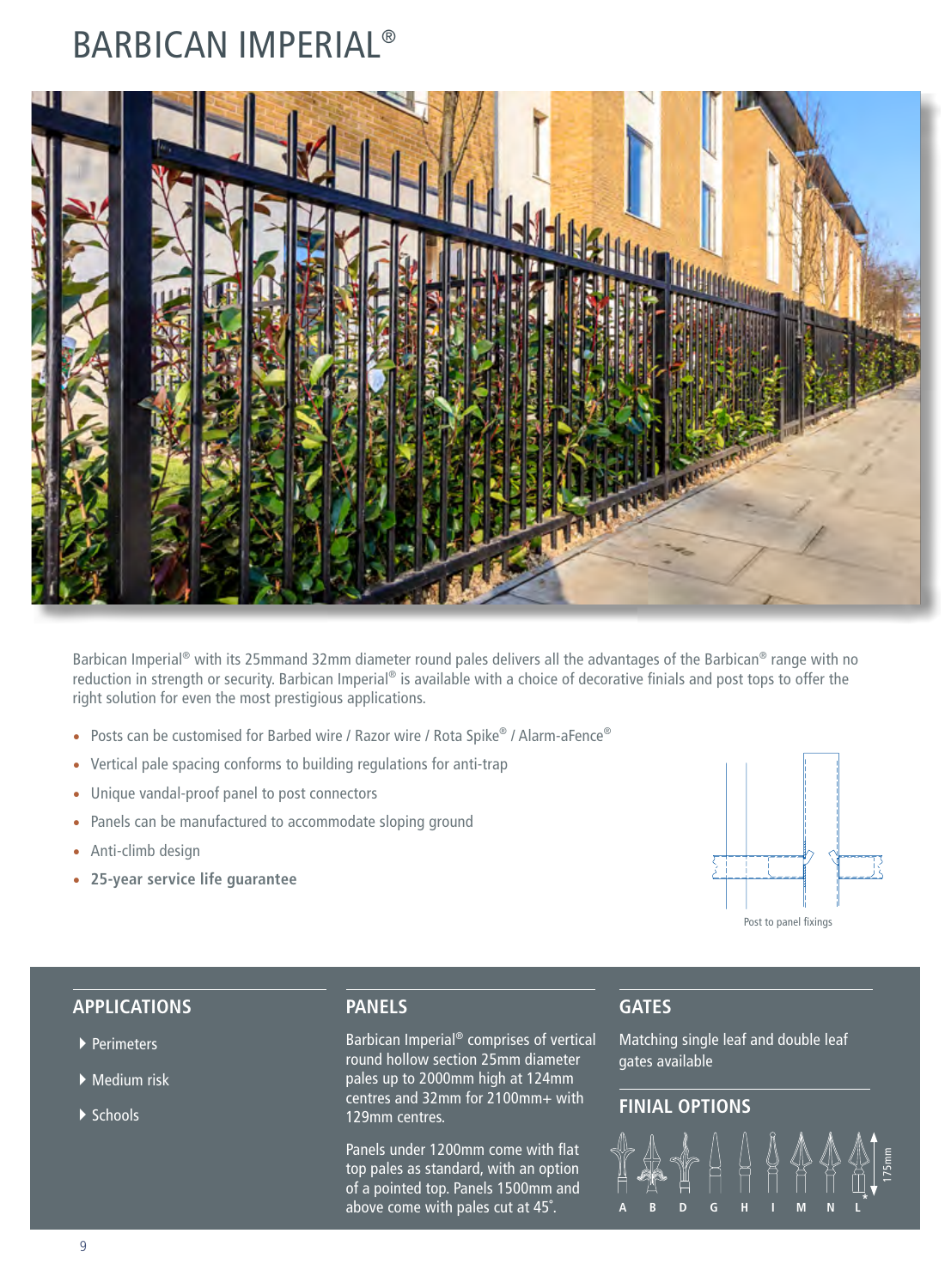# BARBICAN IMPERIAL®

Barbican Imperial® with its 25mmand 32mm diameter round pales delivers all the advantages of the Barbican® range with no reduction in strength or security. Barbican Imperial® is available with a choice of decorative finials and post tops to offer the right solution for even the most prestigious applications.

- Posts can be customised for Barbed wire / Razor wire / Rota Spike® / Alarm-aFence®
- Vertical pale spacing conforms to building regulations for anti-trap
- Unique vandal-proof panel to post connectors
- Panels can be manufactured to accommodate sloping ground
- Anti-climb design
- **25-year service life guarantee**

Post to panel fixings

## APPLICATIONS

- Perimeters
- Medium risk
- Schools

## PANELS

Barbican Imperial® comprises of vertical round hollow section 25mm diameter pales up to 2000mm high at 124mm centres and 32mm for 2100mm+ with 129mm centres.

Panels under 1200mm come with flat top pales as standard, with an option of a pointed top. Panels 1500mm and above come with pales cut at 45˚.

## GATES

Matching single leaf and double leaf gates available

## FINIAL OPTIONS

A B D G H I M N L

175mm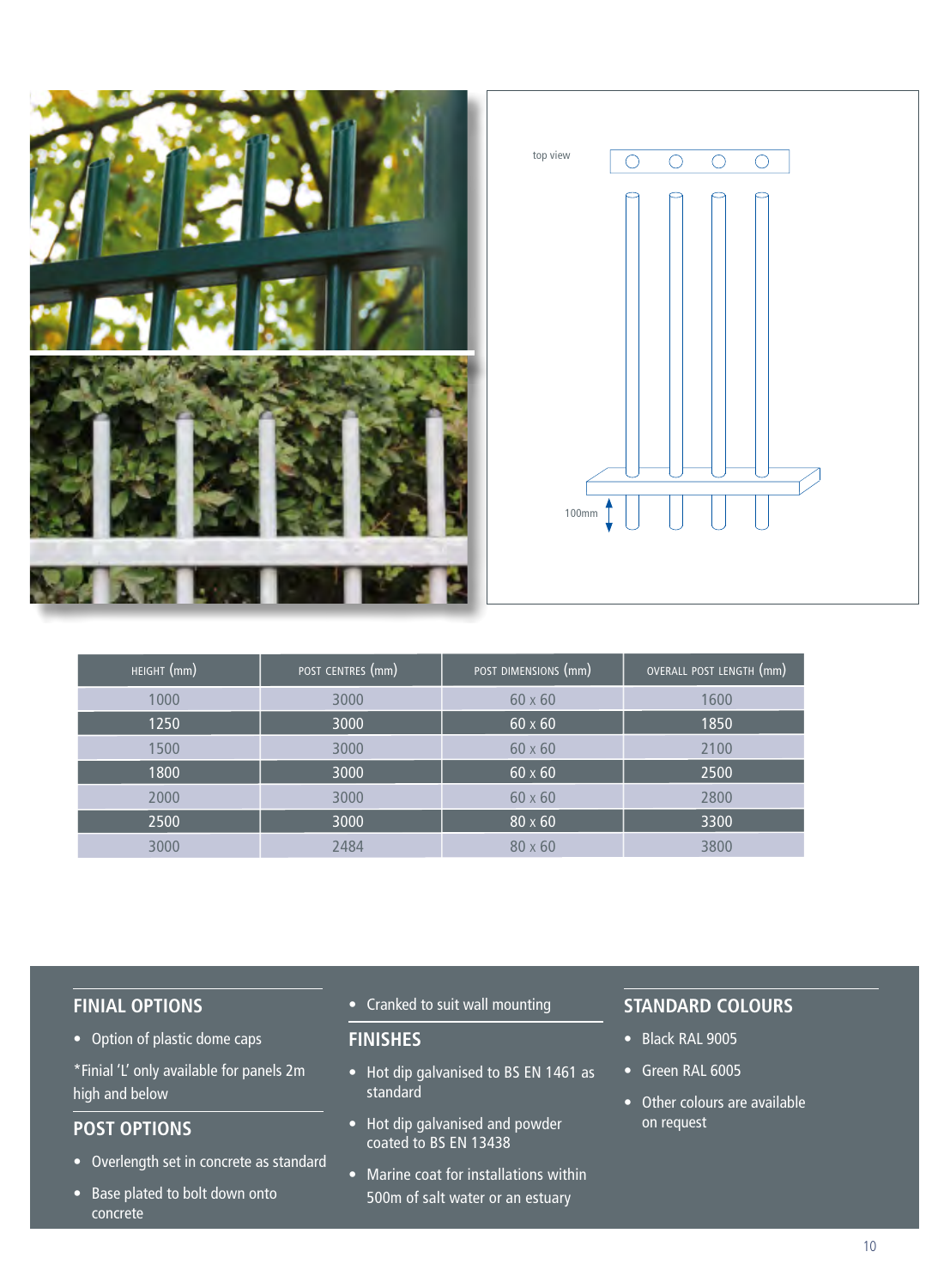top view

100mm

| HEIGHT (mm) | POST CENTRES (mm) | POST DIMENSIONS (mm) | OVERALL POST LENGTH (mm) |
|---|---|---|---|
| 1000 | 3000 | 60 x 60 | 1600 |
| 1250 | 3000 | 60 x 60 | 1850 |
| 1500 | 3000 | 60 x 60 | 2100 |
| 1800 | 3000 | 60 x 60 | 2500 |
| 2000 | 3000 | 60 x 60 | 2800 |
| 2500 | 3000 | 80 x 60 | 3300 |
| 3000 | 2484 | 80 x 60 | 3800 |

## FINIAL OPTIONS

- Option of plastic dome caps

*Finial 'L' only available for panels 2m high and below

## POST OPTIONS

- Overlength set in concrete as standard
- Base plated to bolt down onto concrete
- Cranked to suit wall mounting

## FINISHES

- Hot dip galvanised to BS EN 1461 as standard
- Hot dip galvanised and powder coated to BS EN 13438
- Marine coat for installations within 500m of salt water or an estuary

## STANDARD COLOURS

- Black RAL 9005
- Green RAL 6005
- Other colours are available on request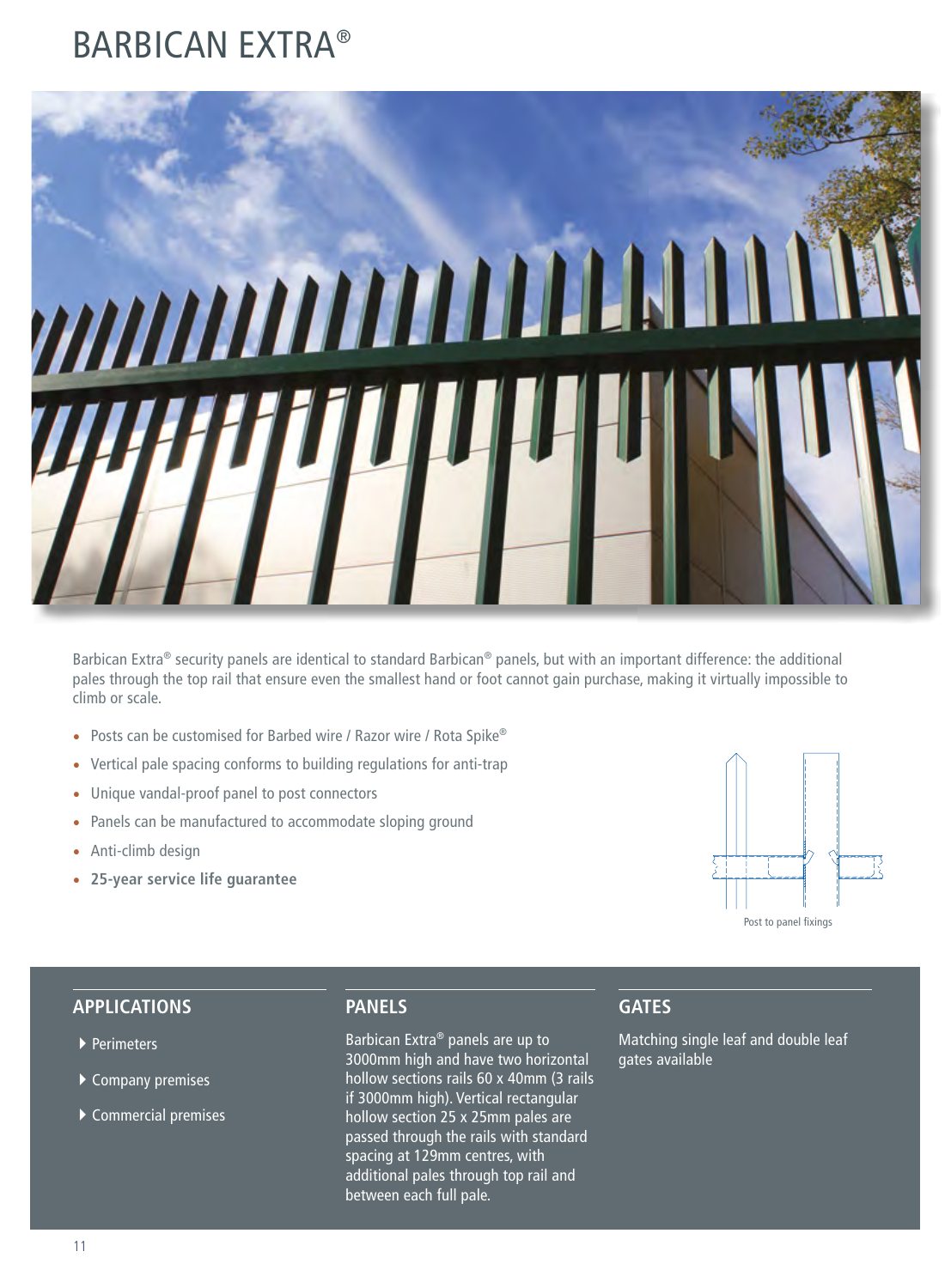# BARBICAN EXTRA®

Barbican Extra® security panels are identical to standard Barbican® panels, but with an important difference: the additional pales through the top rail that ensure even the smallest hand or foot cannot gain purchase, making it virtually impossible to climb or scale.

- Posts can be customised for Barbed wire / Razor wire / Rota Spike®
- Vertical pale spacing conforms to building regulations for anti-trap
- Unique vandal-proof panel to post connectors
- Panels can be manufactured to accommodate sloping ground
- Anti-climb design
- **25-year service life guarantee**

Post to panel fixings

## APPLICATIONS

- Perimeters
- Company premises
- Commercial premises

## PANELS

Barbican Extra® panels are up to 3000mm high and have two horizontal hollow sections rails 60 x 40mm (3 rails if 3000mm high). Vertical rectangular hollow section 25 x 25mm pales are passed through the rails with standard spacing at 129mm centres, with additional pales through top rail and between each full pale.

## GATES

Matching single leaf and double leaf gates available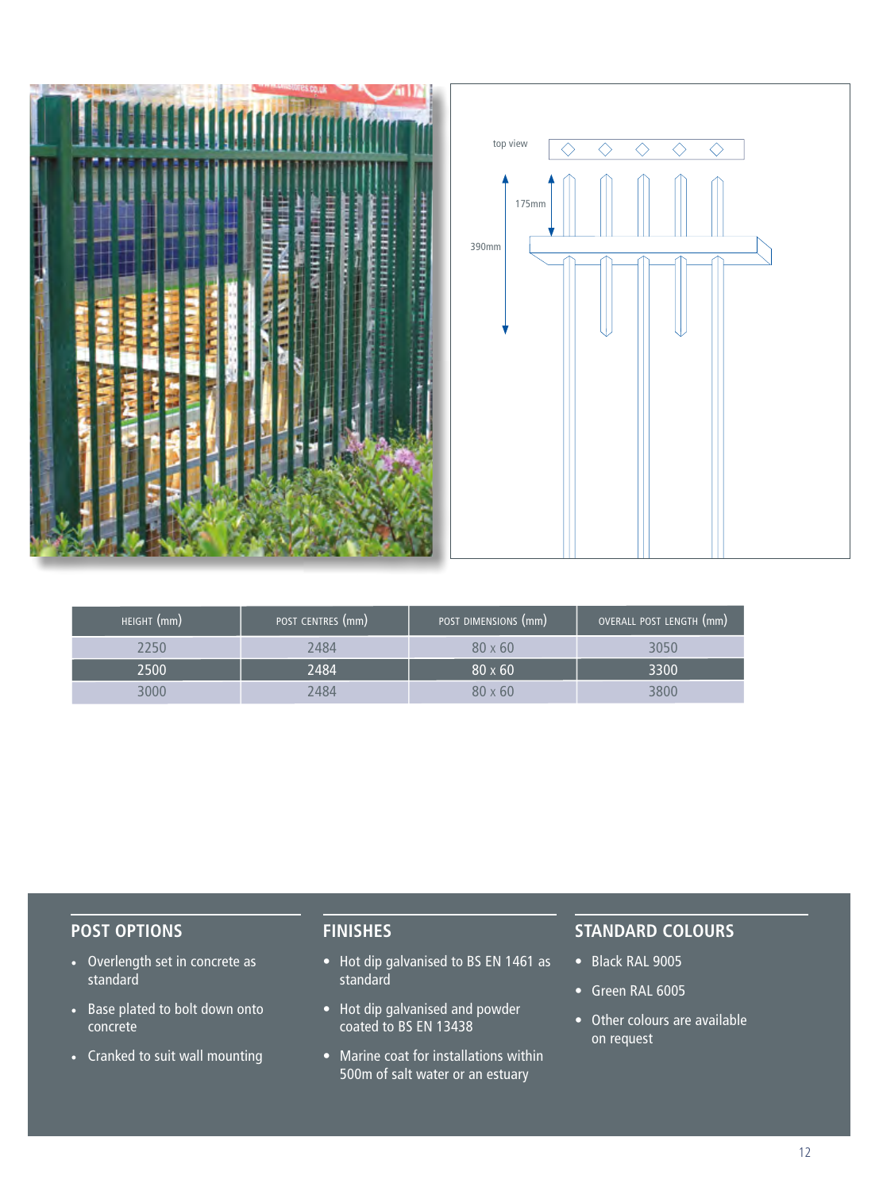| HEIGHT (mm) | POST CENTRES (mm) | POST DIMENSIONS (mm) | OVERALL POST LENGTH (mm) |
|---|---|---|---|
| 2250 | 2484 | 80 x 60 | 3050 |
| 2500 | 2484 | 80 x 60 | 3300 |
| 3000 | 2484 | 80 x 60 | 3800 |

## POST OPTIONS

- Overlength set in concrete as standard
- Base plated to bolt down onto concrete
- Cranked to suit wall mounting

## FINISHES

- Hot dip galvanised to BS EN 1461 as standard
- Hot dip galvanised and powder coated to BS EN 13438
- Marine coat for installations within 500m of salt water or an estuary

## STANDARD COLOURS

- Black RAL 9005
- Green RAL 6005
- Other colours are available on request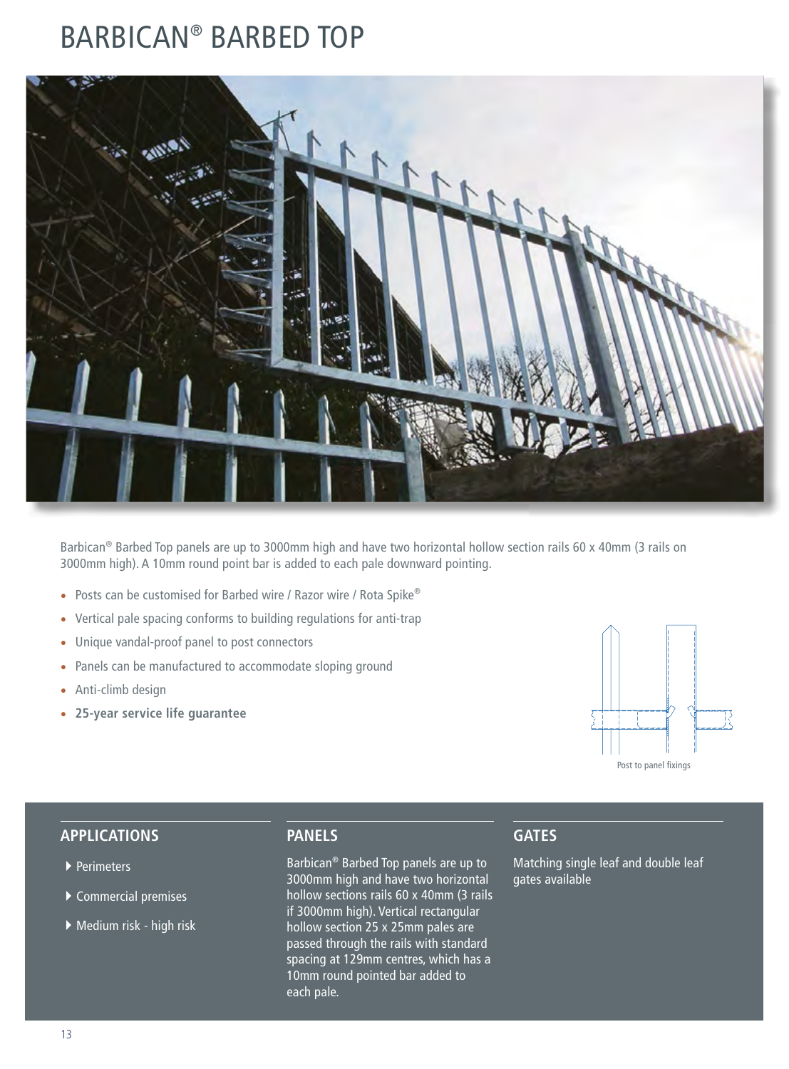# BARBICAN® BARBED TOP

Barbican® Barbed Top panels are up to 3000mm high and have two horizontal hollow section rails 60 x 40mm (3 rails on 3000mm high). A 10mm round point bar is added to each pale downward pointing.

- Posts can be customised for Barbed wire / Razor wire / Rota Spike®
- Vertical pale spacing conforms to building regulations for anti-trap
- Unique vandal-proof panel to post connectors
- Panels can be manufactured to accommodate sloping ground
- Anti-climb design
- **25-year service life guarantee**

Post to panel fixings

## APPLICATIONS

- Perimeters
- Commercial premises
- Medium risk - high risk

## PANELS

Barbican® Barbed Top panels are up to 3000mm high and have two horizontal hollow sections rails 60 x 40mm (3 rails if 3000mm high). Vertical rectangular hollow section 25 x 25mm pales are passed through the rails with standard spacing at 129mm centres, which has a 10mm round pointed bar added to each pale.

## GATES

Matching single leaf and double leaf gates available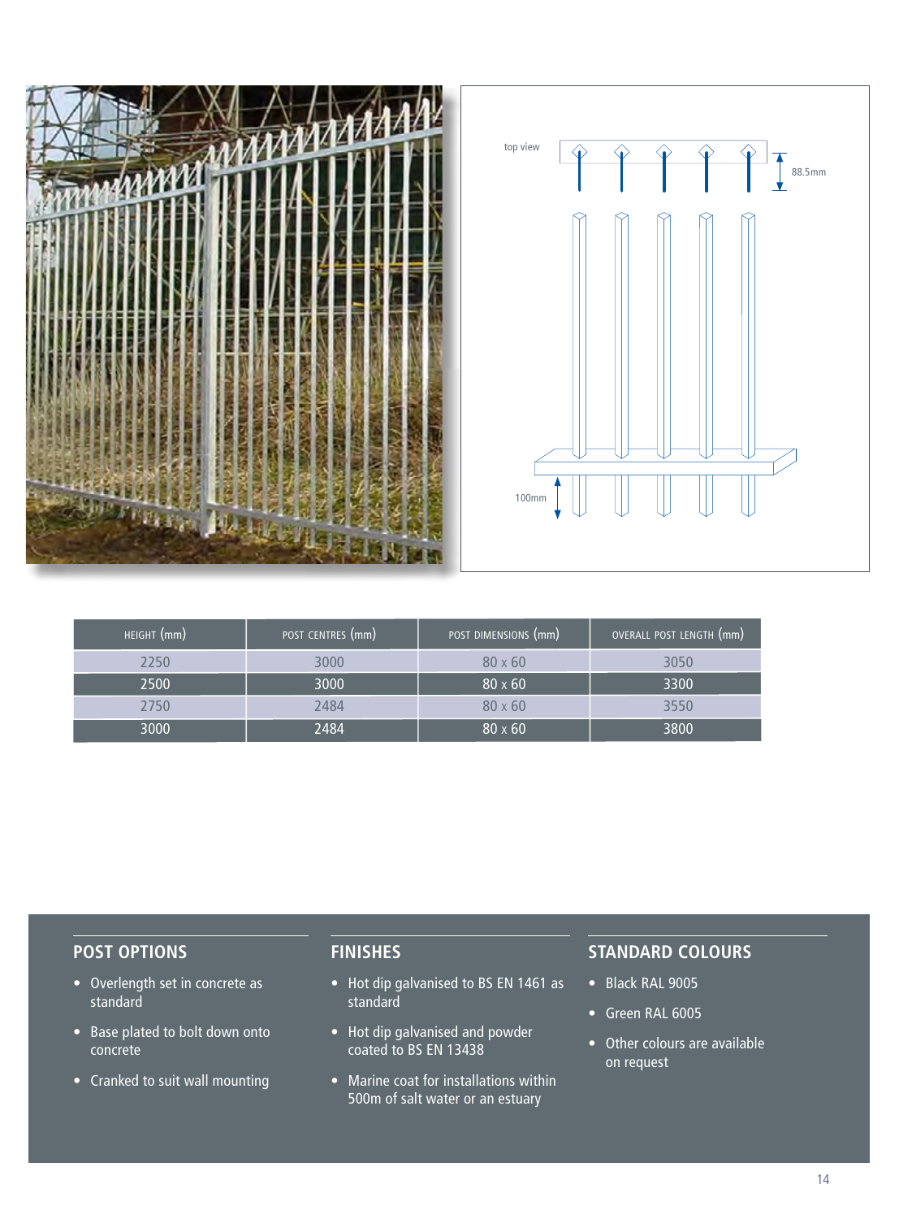| HEIGHT (mm) | POST CENTRES (mm) | POST DIMENSIONS (mm) | OVERALL POST LENGTH (mm) |
|---|---|---|---|
| 2250 | 3000 | 80 x 60 | 3050 |
| 2500 | 3000 | 80 x 60 | 3300 |
| 2750 | 2484 | 80 x 60 | 3550 |
| 3000 | 2484 | 80 x 60 | 3800 |

## POST OPTIONS

- Overlength set in concrete as standard
- Base plated to bolt down onto concrete
- Cranked to suit wall mounting

## FINISHES

- Hot dip galvanised to BS EN 1461 as standard
- Hot dip galvanised and powder coated to BS EN 13438
- Marine coat for installations within 500m of salt water or an estuary

## STANDARD COLOURS

- Black RAL 9005
- Green RAL 6005
- Other colours are available on request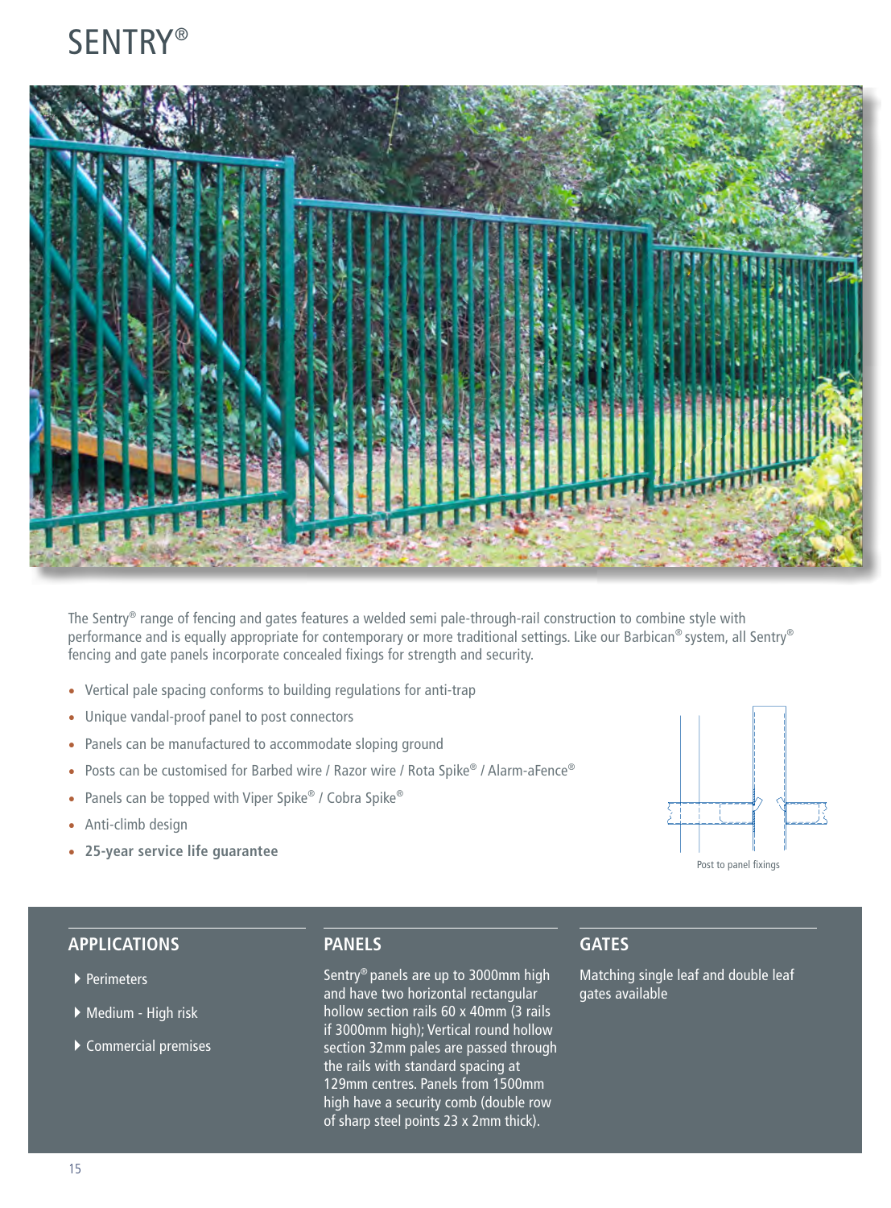# SENTRY®

The Sentry® range of fencing and gates features a welded semi pale-through-rail construction to combine style with performance and is equally appropriate for contemporary or more traditional settings. Like our Barbican® system, all Sentry® fencing and gate panels incorporate concealed fixings for strength and security.

- Vertical pale spacing conforms to building regulations for anti-trap
- Unique vandal-proof panel to post connectors
- Panels can be manufactured to accommodate sloping ground
- Posts can be customised for Barbed wire / Razor wire / Rota Spike® / Alarm-aFence®
- Panels can be topped with Viper Spike® / Cobra Spike®
- Anti-climb design
- **25-year service life guarantee**

Post to panel fixings

## APPLICATIONS

- Perimeters
- Medium - High risk
- Commercial premises

## PANELS

Sentry® panels are up to 3000mm high and have two horizontal rectangular hollow section rails 60 x 40mm (3 rails if 3000mm high); Vertical round hollow section 32mm pales are passed through the rails with standard spacing at 129mm centres. Panels from 1500mm high have a security comb (double row of sharp steel points 23 x 2mm thick).

## GATES

Matching single leaf and double leaf gates available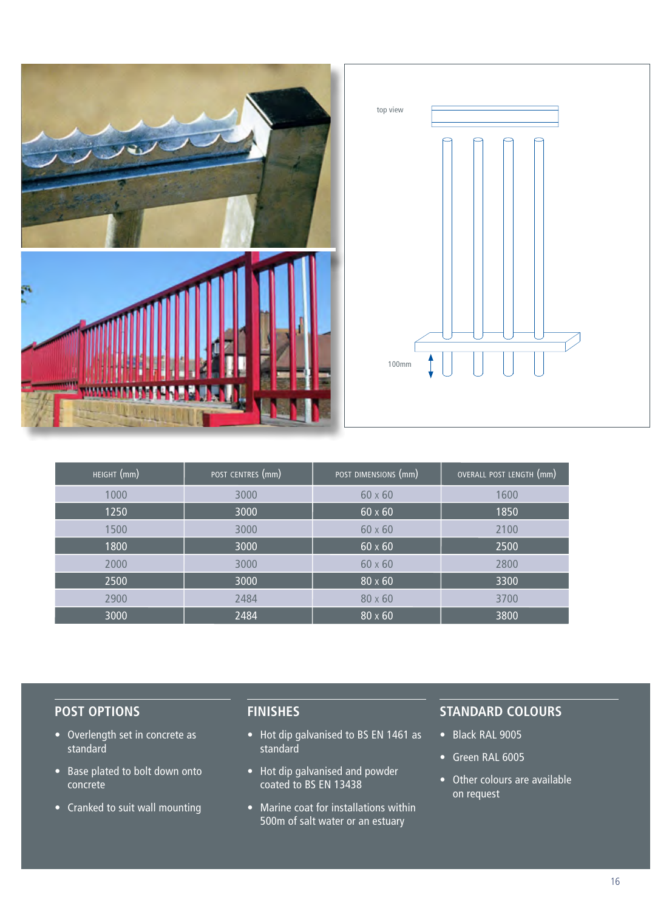| HEIGHT (mm) | POST CENTRES (mm) | POST DIMENSIONS (mm) | OVERALL POST LENGTH (mm) |
|---|---|---|---|
| 1000 | 3000 | 60 x 60 | 1600 |
| 1250 | 3000 | 60 x 60 | 1850 |
| 1500 | 3000 | 60 x 60 | 2100 |
| 1800 | 3000 | 60 x 60 | 2500 |
| 2000 | 3000 | 60 x 60 | 2800 |
| 2500 | 3000 | 80 x 60 | 3300 |
| 2900 | 2484 | 80 x 60 | 3700 |
| 3000 | 2484 | 80 x 60 | 3800 |

## POST OPTIONS

- Overlength set in concrete as standard
- Base plated to bolt down onto concrete
- Cranked to suit wall mounting

## FINISHES

- Hot dip galvanised to BS EN 1461 as standard
- Hot dip galvanised and powder coated to BS EN 13438
- Marine coat for installations within 500m of salt water or an estuary

## STANDARD COLOURS

- Black RAL 9005
- Green RAL 6005
- Other colours are available on request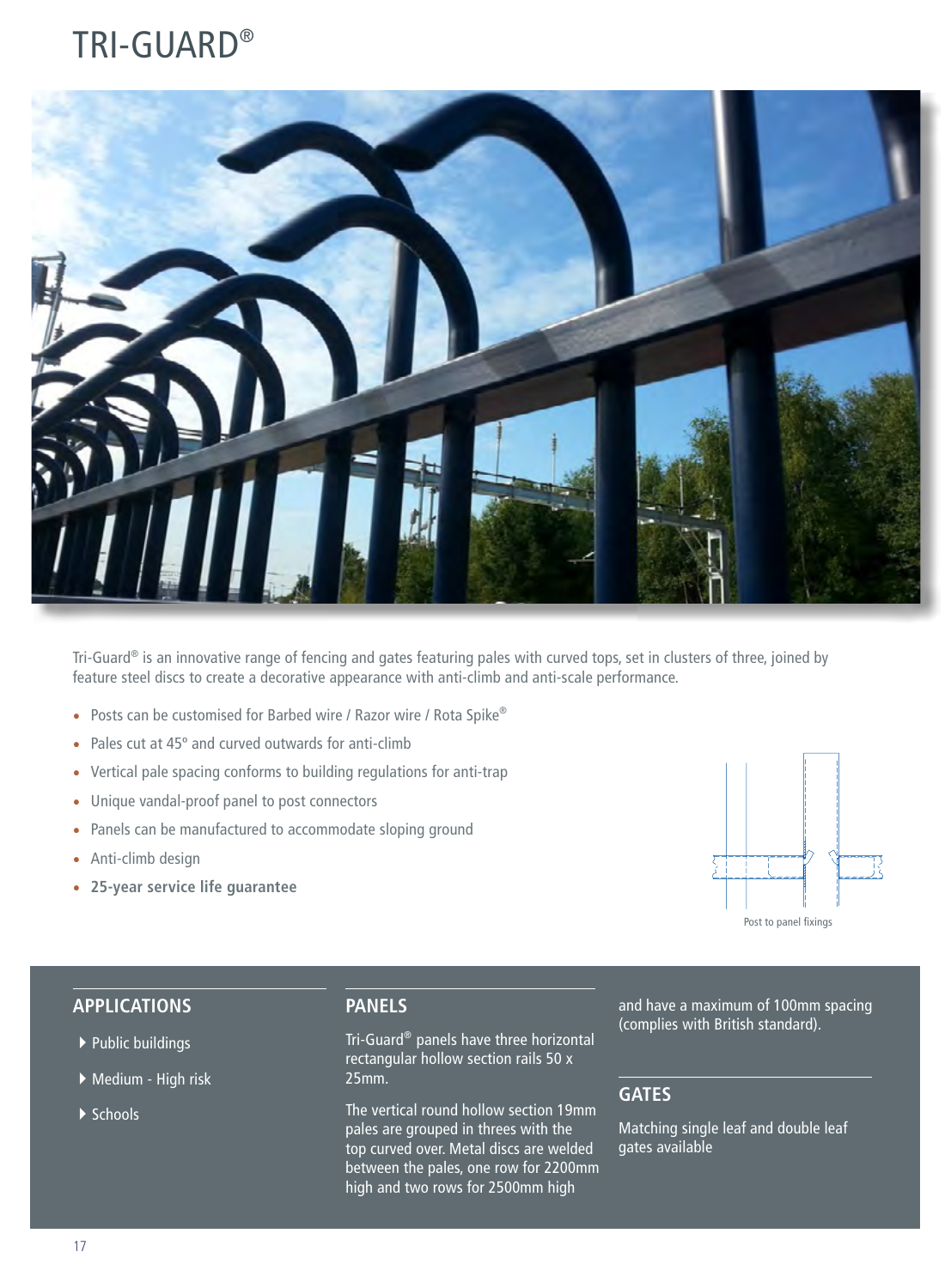# TRI-GUARD®

Tri-Guard® is an innovative range of fencing and gates featuring pales with curved tops, set in clusters of three, joined by feature steel discs to create a decorative appearance with anti-climb and anti-scale performance.

- Posts can be customised for Barbed wire / Razor wire / Rota Spike®
- Pales cut at 45° and curved outwards for anti-climb
- Vertical pale spacing conforms to building regulations for anti-trap
- Unique vandal-proof panel to post connectors
- Panels can be manufactured to accommodate sloping ground
- Anti-climb design
- **25-year service life guarantee**

Post to panel fixings

## APPLICATIONS

- Public buildings
- Medium - High risk
- Schools

## PANELS

Tri-Guard® panels have three horizontal rectangular hollow section rails 50 x 25mm.

The vertical round hollow section 19mm pales are grouped in threes with the top curved over. Metal discs are welded between the pales, one row for 2200mm high and two rows for 2500mm high and have a maximum of 100mm spacing (complies with British standard).

## GATES

Matching single leaf and double leaf gates available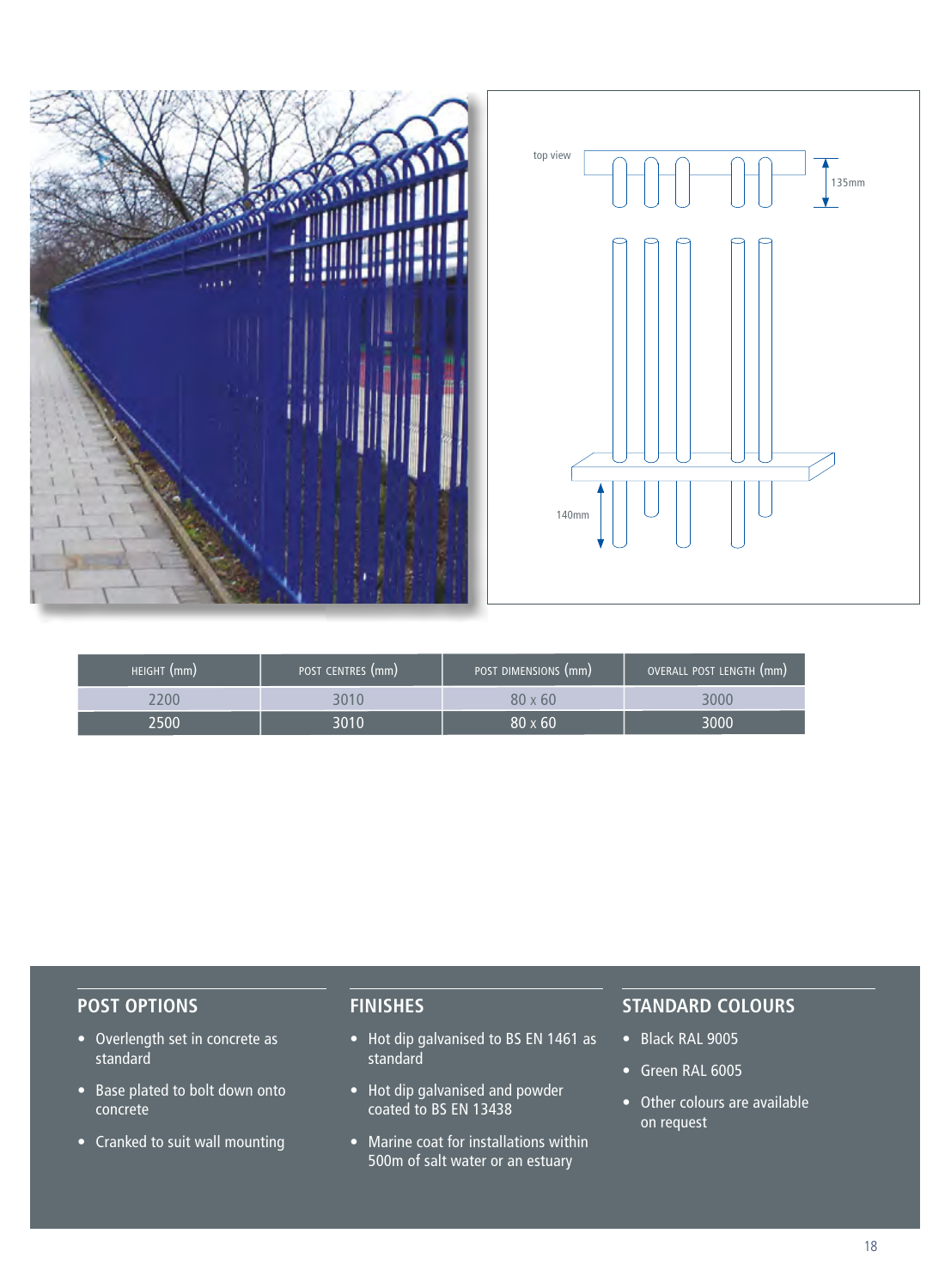| HEIGHT (mm) | POST CENTRES (mm) | POST DIMENSIONS (mm) | OVERALL POST LENGTH (mm) |
|---|---|---|---|
| 2200 | 3010 | 80 x 60 | 3000 |
| 2500 | 3010 | 80 x 60 | 3000 |

## POST OPTIONS

- Overlength set in concrete as standard
- Base plated to bolt down onto concrete
- Cranked to suit wall mounting

## FINISHES

- Hot dip galvanised to BS EN 1461 as standard
- Hot dip galvanised and powder coated to BS EN 13438
- Marine coat for installations within 500m of salt water or an estuary

## STANDARD COLOURS

- Black RAL 9005
- Green RAL 6005
- Other colours are available on request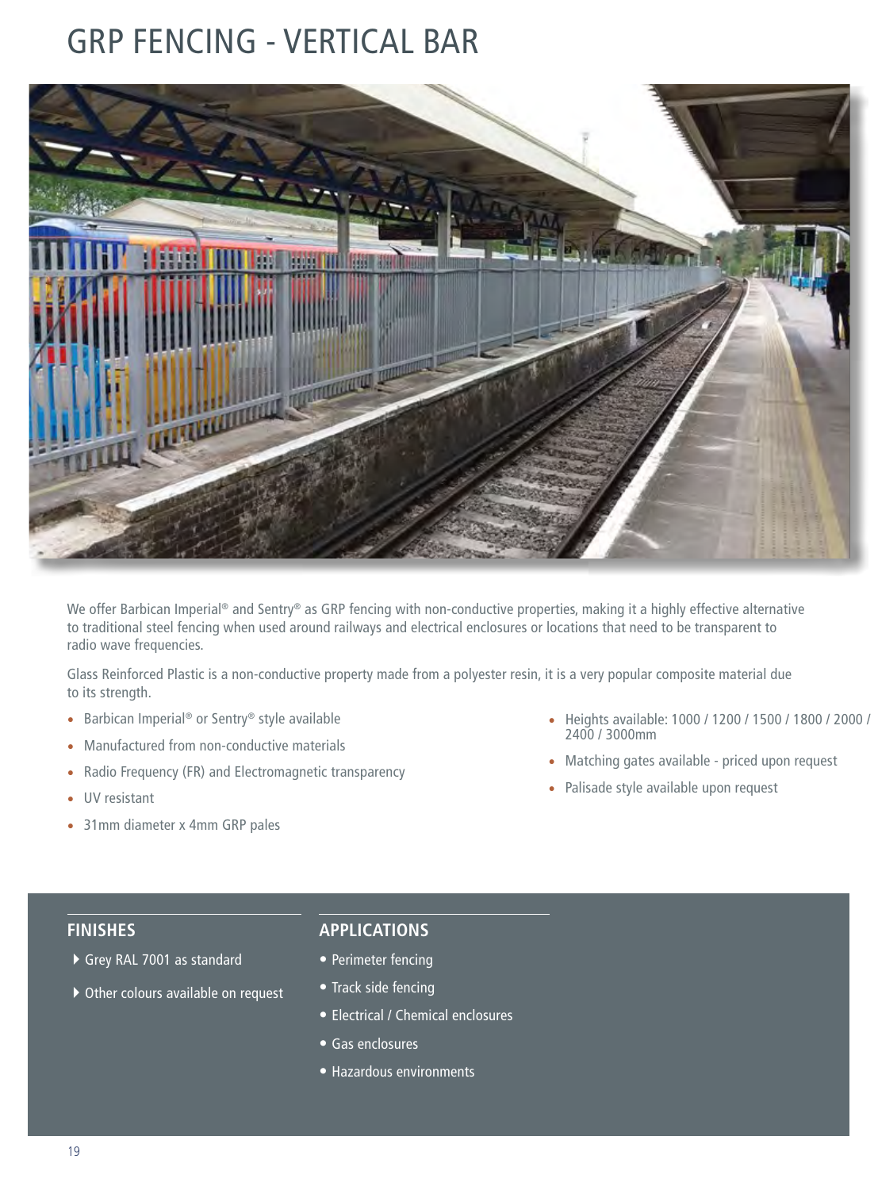# GRP FENCING - VERTICAL BAR

We offer Barbican Imperial® and Sentry® as GRP fencing with non-conductive properties, making it a highly effective alternative to traditional steel fencing when used around railways and electrical enclosures or locations that need to be transparent to radio wave frequencies.

Glass Reinforced Plastic is a non-conductive property made from a polyester resin, it is a very popular composite material due to its strength.

- Barbican Imperial® or Sentry® style available
- Manufactured from non-conductive materials
- Radio Frequency (FR) and Electromagnetic transparency
- UV resistant
- 31mm diameter x 4mm GRP pales
- Heights available: 1000 / 1200 / 1500 / 1800 / 2000 / 2400 / 3000mm
- Matching gates available - priced upon request
- Palisade style available upon request

## FINISHES

- Grey RAL 7001 as standard
- Other colours available on request

## APPLICATIONS

- Perimeter fencing
- Track side fencing
- Electrical / Chemical enclosures
- Gas enclosures
- Hazardous environments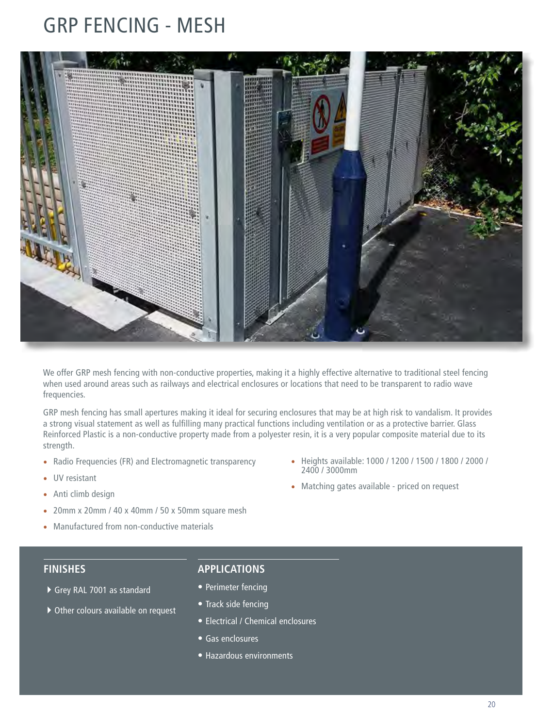# GRP FENCING - MESH

We offer GRP mesh fencing with non-conductive properties, making it a highly effective alternative to traditional steel fencing when used around areas such as railways and electrical enclosures or locations that need to be transparent to radio wave frequencies.

GRP mesh fencing has small apertures making it ideal for securing enclosures that may be at high risk to vandalism. It provides a strong visual statement as well as fulfilling many practical functions including ventilation or as a protective barrier. Glass Reinforced Plastic is a non-conductive property made from a polyester resin, it is a very popular composite material due to its strength.

- Radio Frequencies (FR) and Electromagnetic transparency
- UV resistant
- Anti climb design
- 20mm x 20mm / 40 x 40mm / 50 x 50mm square mesh
- Manufactured from non-conductive materials
- Heights available: 1000 / 1200 / 1500 / 1800 / 2000 / 2400 / 3000mm
- Matching gates available - priced on request

## FINISHES

- Grey RAL 7001 as standard
- Other colours available on request

## APPLICATIONS

- Perimeter fencing
- Track side fencing
- Electrical / Chemical enclosures
- Gas enclosures
- Hazardous environments